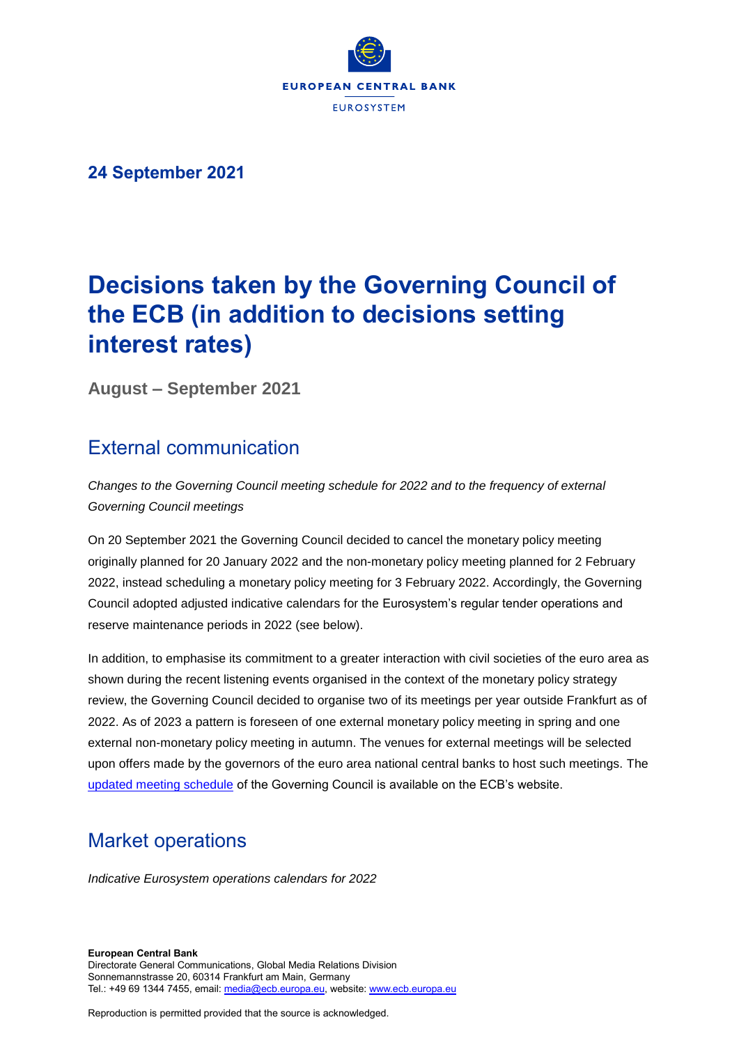**24 September 2021**

# Decisions taken by the Governing Council of the ECB (in addition to decisions setting interest rates)

**August – September 2021**

## External communication

*Changes to the Governing Council meeting schedule for 2022 and to the frequency of external Governing Council meetings*

On 20 September 2021 the Governing Council decided to cancel the monetary policy meeting originally planned for 20 January 2022 and the non-monetary policy meeting planned for 2 February 2022, instead scheduling a monetary policy meeting for 3 February 2022. Accordingly, the Governing Council adopted adjusted indicative calendars for the Eurosystem's regular tender operations and reserve maintenance periods in 2022 (see below).

In addition, to emphasise its commitment to a greater interaction with civil societies of the euro area as shown during the recent listening events organised in the context of the monetary policy strategy review, the Governing Council decided to organise two of its meetings per year outside Frankfurt as of 2022. As of 2023 a pattern is foreseen of one external monetary policy meeting in spring and one external non-monetary policy meeting in autumn. The venues for external meetings will be selected upon offers made by the governors of the euro area national central banks to host such meetings. The updated meeting schedule of the Governing Council is available on the ECB's website.

## Market operations

*Indicative Eurosystem operations calendars for 2022*

**European Central Bank**
Directorate General Communications, Global Media Relations Division
Sonnemannstrasse 20, 60314 Frankfurt am Main, Germany
Tel.: +49 69 1344 7455, email: media@ecb.europa.eu, website: www.ecb.europa.eu

Reproduction is permitted provided that the source is acknowledged.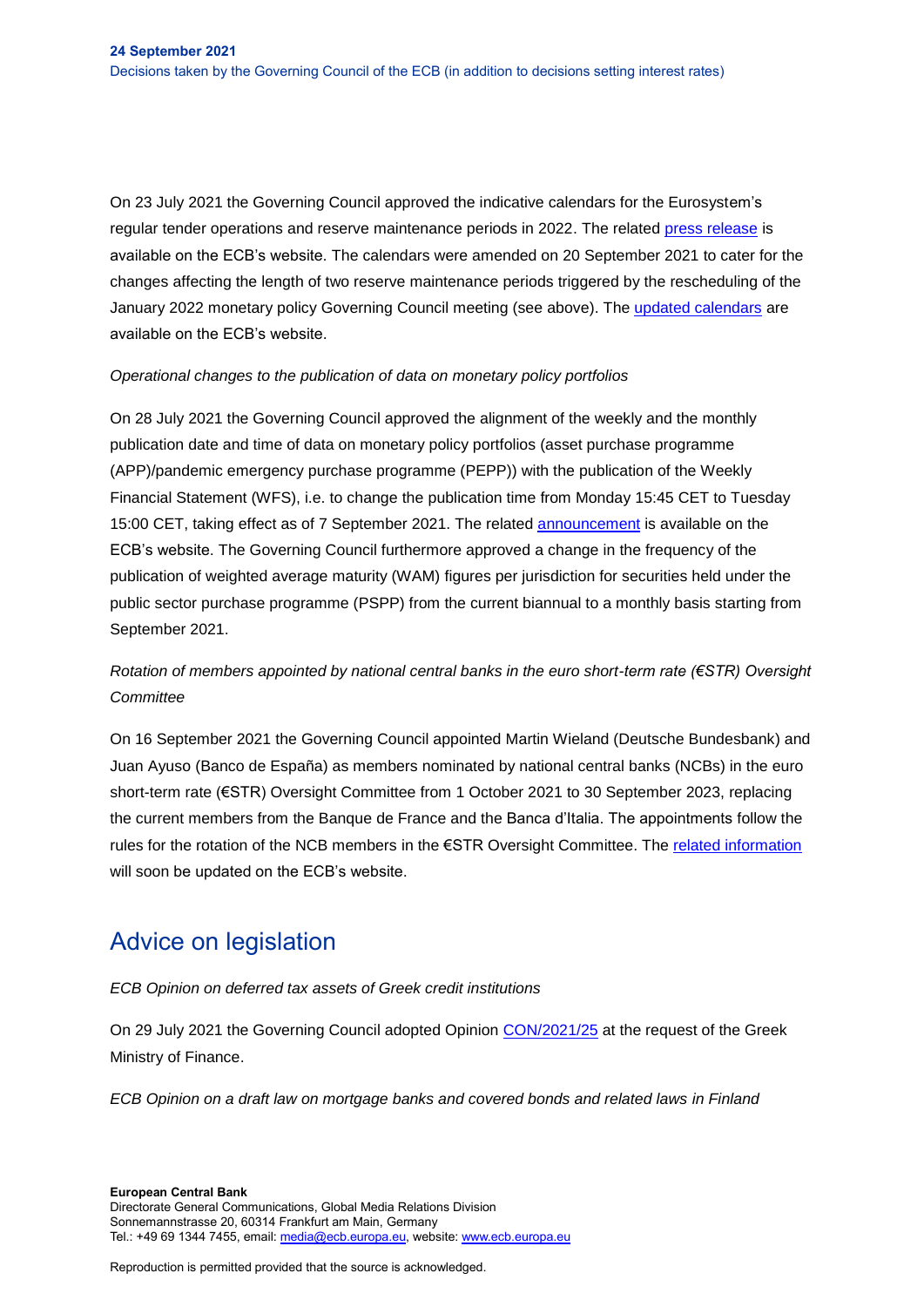On 23 July 2021 the Governing Council approved the indicative calendars for the Eurosystem's regular tender operations and reserve maintenance periods in 2022. The related press release is available on the ECB's website. The calendars were amended on 20 September 2021 to cater for the changes affecting the length of two reserve maintenance periods triggered by the rescheduling of the January 2022 monetary policy Governing Council meeting (see above). The updated calendars are available on the ECB's website.

*Operational changes to the publication of data on monetary policy portfolios*

On 28 July 2021 the Governing Council approved the alignment of the weekly and the monthly publication date and time of data on monetary policy portfolios (asset purchase programme (APP)/pandemic emergency purchase programme (PEPP)) with the publication of the Weekly Financial Statement (WFS), i.e. to change the publication time from Monday 15:45 CET to Tuesday 15:00 CET, taking effect as of 7 September 2021. The related announcement is available on the ECB's website. The Governing Council furthermore approved a change in the frequency of the publication of weighted average maturity (WAM) figures per jurisdiction for securities held under the public sector purchase programme (PSPP) from the current biannual to a monthly basis starting from September 2021.

*Rotation of members appointed by national central banks in the euro short-term rate (€STR) Oversight Committee*

On 16 September 2021 the Governing Council appointed Martin Wieland (Deutsche Bundesbank) and Juan Ayuso (Banco de España) as members nominated by national central banks (NCBs) in the euro short-term rate (€STR) Oversight Committee from 1 October 2021 to 30 September 2023, replacing the current members from the Banque de France and the Banca d'Italia. The appointments follow the rules for the rotation of the NCB members in the €STR Oversight Committee. The related information will soon be updated on the ECB's website.

## Advice on legislation

*ECB Opinion on deferred tax assets of Greek credit institutions*

On 29 July 2021 the Governing Council adopted Opinion CON/2021/25 at the request of the Greek Ministry of Finance.

*ECB Opinion on a draft law on mortgage banks and covered bonds and related laws in Finland*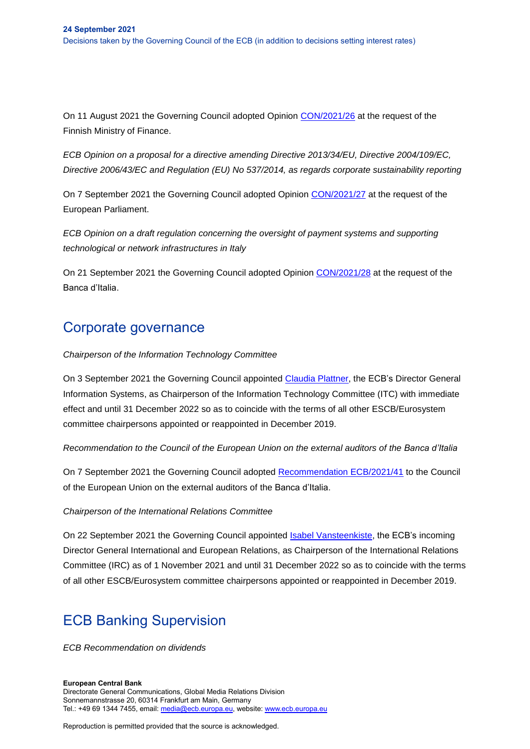On 11 August 2021 the Governing Council adopted Opinion [CON/2021/26](CON/2021/26) at the request of the Finnish Ministry of Finance.

*ECB Opinion on a proposal for a directive amending Directive 2013/34/EU, Directive 2004/109/EC, Directive 2006/43/EC and Regulation (EU) No 537/2014, as regards corporate sustainability reporting*

On 7 September 2021 the Governing Council adopted Opinion CON/2021/27 at the request of the European Parliament.

*ECB Opinion on a draft regulation concerning the oversight of payment systems and supporting technological or network infrastructures in Italy*

On 21 September 2021 the Governing Council adopted Opinion CON/2021/28 at the request of the Banca d'Italia.

## Corporate governance

*Chairperson of the Information Technology Committee*

On 3 September 2021 the Governing Council appointed Claudia Plattner, the ECB's Director General Information Systems, as Chairperson of the Information Technology Committee (ITC) with immediate effect and until 31 December 2022 so as to coincide with the terms of all other ESCB/Eurosystem committee chairpersons appointed or reappointed in December 2019.

*Recommendation to the Council of the European Union on the external auditors of the Banca d'Italia*

On 7 September 2021 the Governing Council adopted Recommendation ECB/2021/41 to the Council of the European Union on the external auditors of the Banca d'Italia.

*Chairperson of the International Relations Committee*

On 22 September 2021 the Governing Council appointed Isabel Vansteenkiste, the ECB's incoming Director General International and European Relations, as Chairperson of the International Relations Committee (IRC) as of 1 November 2021 and until 31 December 2022 so as to coincide with the terms of all other ESCB/Eurosystem committee chairpersons appointed or reappointed in December 2019.

## ECB Banking Supervision

*ECB Recommendation on dividends*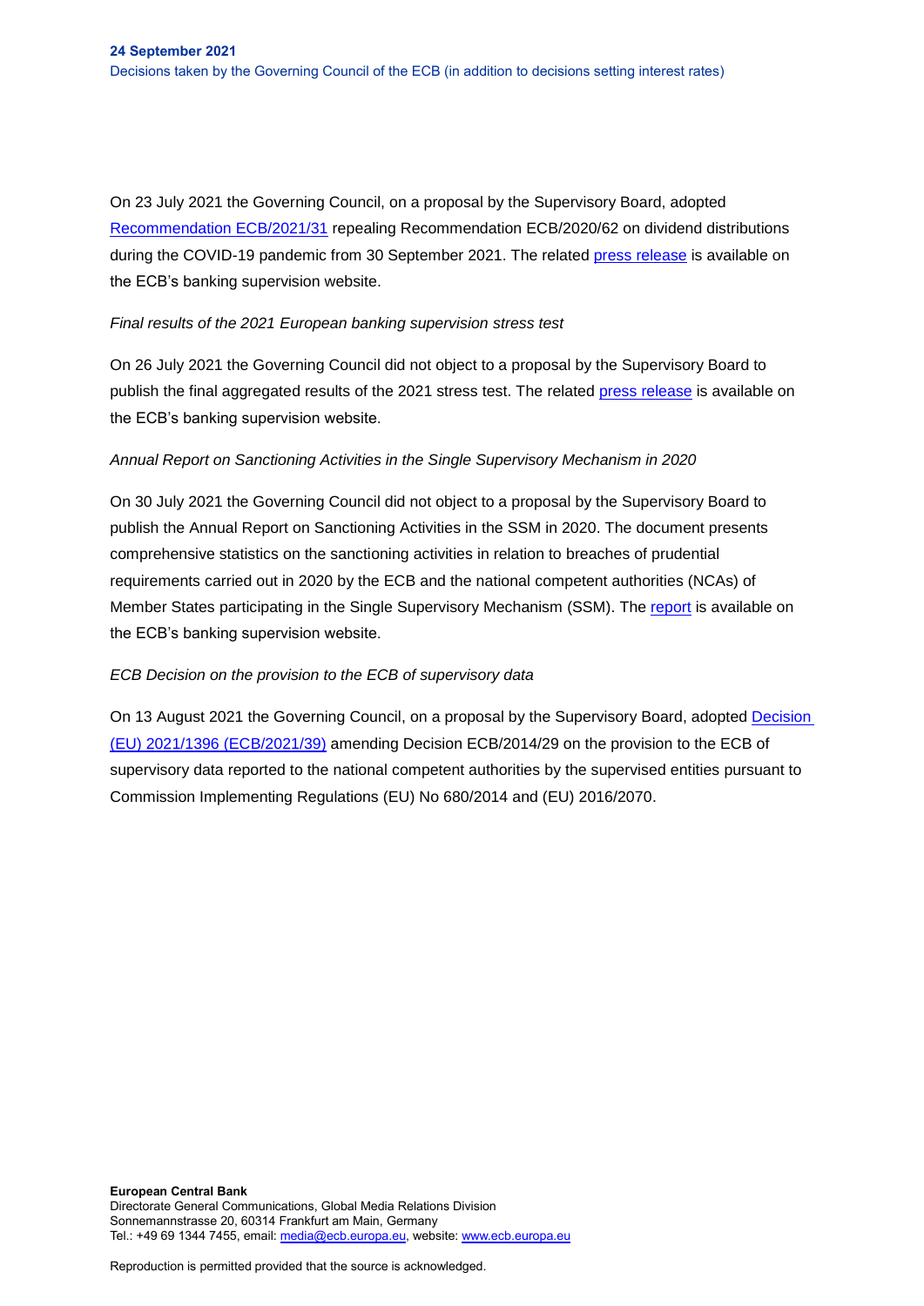On 23 July 2021 the Governing Council, on a proposal by the Supervisory Board, adopted Recommendation ECB/2021/31 repealing Recommendation ECB/2020/62 on dividend distributions during the COVID-19 pandemic from 30 September 2021. The related press release is available on the ECB's banking supervision website.

*Final results of the 2021 European banking supervision stress test*

On 26 July 2021 the Governing Council did not object to a proposal by the Supervisory Board to publish the final aggregated results of the 2021 stress test. The related press release is available on the ECB's banking supervision website.

*Annual Report on Sanctioning Activities in the Single Supervisory Mechanism in 2020*

On 30 July 2021 the Governing Council did not object to a proposal by the Supervisory Board to publish the Annual Report on Sanctioning Activities in the SSM in 2020. The document presents comprehensive statistics on the sanctioning activities in relation to breaches of prudential requirements carried out in 2020 by the ECB and the national competent authorities (NCAs) of Member States participating in the Single Supervisory Mechanism (SSM). The report is available on the ECB's banking supervision website.

*ECB Decision on the provision to the ECB of supervisory data*

On 13 August 2021 the Governing Council, on a proposal by the Supervisory Board, adopted Decision (EU) 2021/1396 (ECB/2021/39) amending Decision ECB/2014/29 on the provision to the ECB of supervisory data reported to the national competent authorities by the supervised entities pursuant to Commission Implementing Regulations (EU) No 680/2014 and (EU) 2016/2070.

**European Central Bank**
Directorate General Communications, Global Media Relations Division
Sonnemannstrasse 20, 60314 Frankfurt am Main, Germany
Tel.: +49 69 1344 7455, email: media@ecb.europa.eu, website: www.ecb.europa.eu

Reproduction is permitted provided that the source is acknowledged.